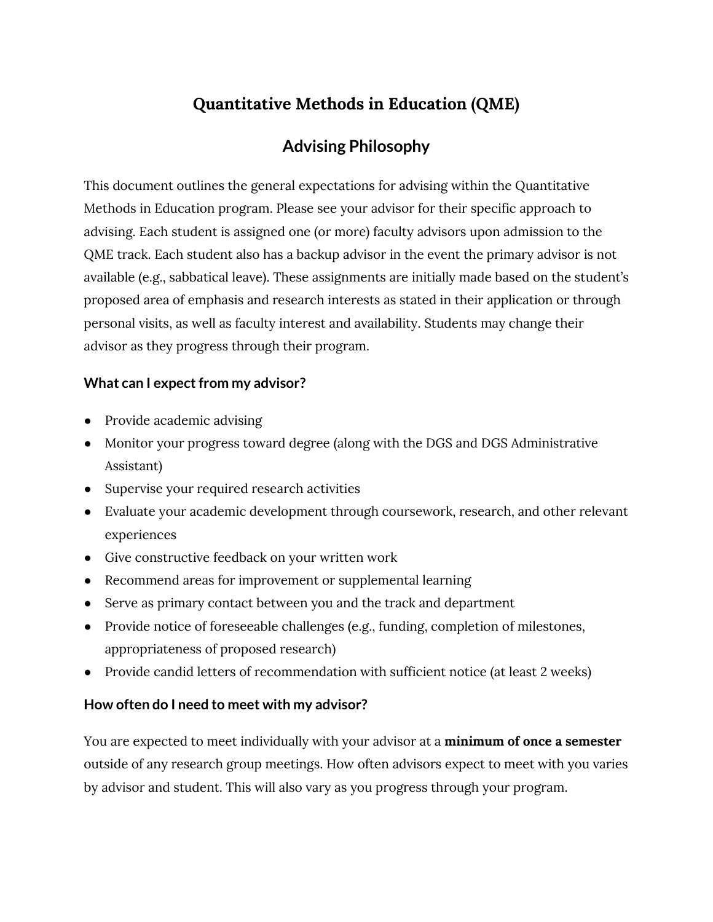# Quantitative Methods in Education (QME)

## Advising Philosophy

This document outlines the general expectations for advising within the Quantitative Methods in Education program. Please see your advisor for their specific approach to advising. Each student is assigned one (or more) faculty advisors upon admission to the QME track. Each student also has a backup advisor in the event the primary advisor is not available (e.g., sabbatical leave). These assignments are initially made based on the student's proposed area of emphasis and research interests as stated in their application or through personal visits, as well as faculty interest and availability. Students may change their advisor as they progress through their program.

### What can I expect from my advisor?

- Provide academic advising
- Monitor your progress toward degree (along with the DGS and DGS Administrative Assistant)
- Supervise your required research activities
- Evaluate your academic development through coursework, research, and other relevant experiences
- Give constructive feedback on your written work
- Recommend areas for improvement or supplemental learning
- Serve as primary contact between you and the track and department
- Provide notice of foreseeable challenges (e.g., funding, completion of milestones, appropriateness of proposed research)
- Provide candid letters of recommendation with sufficient notice (at least 2 weeks)

### How often do I need to meet with my advisor?

You are expected to meet individually with your advisor at a **minimum of once a semester** outside of any research group meetings. How often advisors expect to meet with you varies by advisor and student. This will also vary as you progress through your program.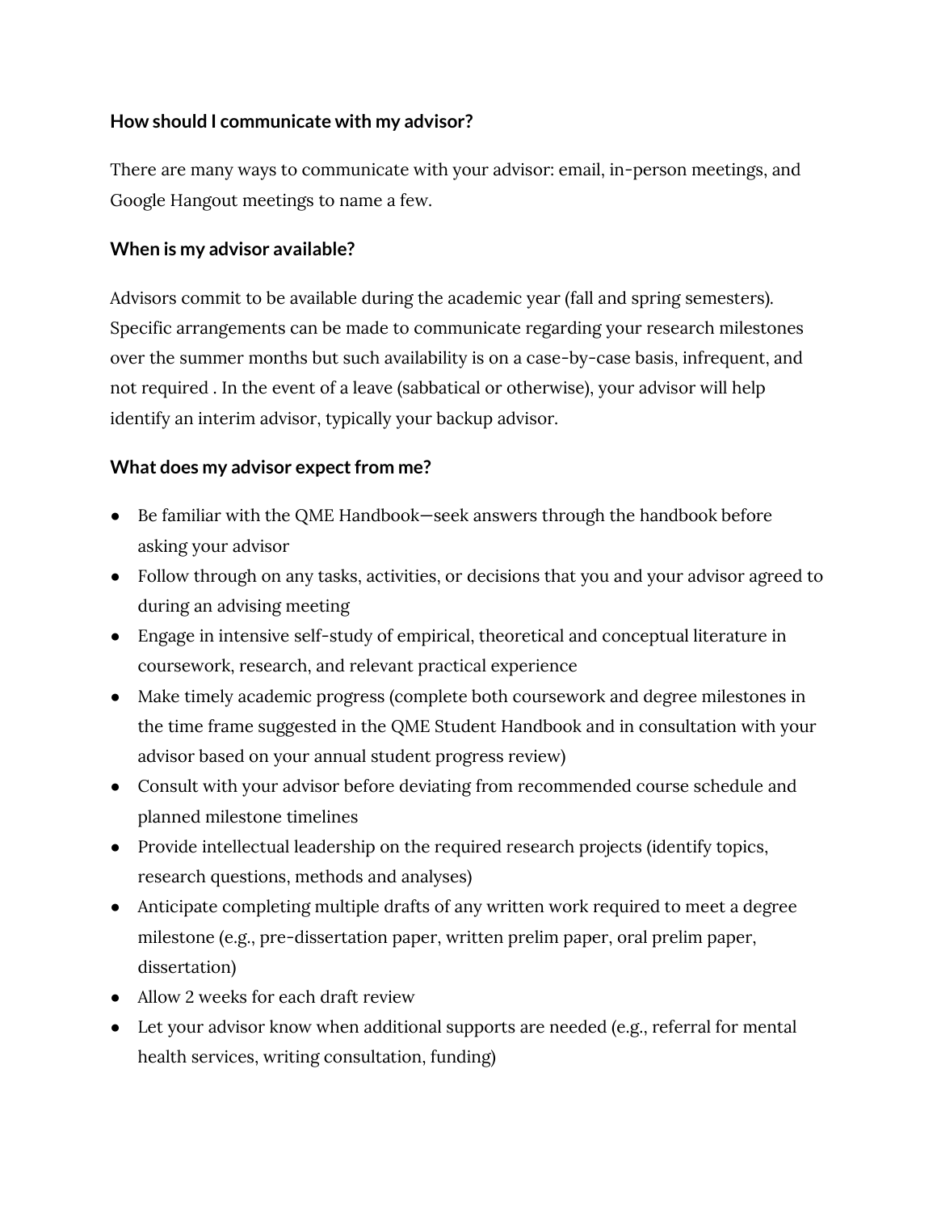**How should I communicate with my advisor?**

There are many ways to communicate with your advisor: email, in-person meetings, and Google Hangout meetings to name a few.

**When is my advisor available?**

Advisors commit to be available during the academic year (fall and spring semesters). Specific arrangements can be made to communicate regarding your research milestones over the summer months but such availability is on a case-by-case basis, infrequent, and not required . In the event of a leave (sabbatical or otherwise), your advisor will help identify an interim advisor, typically your backup advisor.

**What does my advisor expect from me?**

- Be familiar with the QME Handbook—seek answers through the handbook before asking your advisor
- Follow through on any tasks, activities, or decisions that you and your advisor agreed to during an advising meeting
- Engage in intensive self-study of empirical, theoretical and conceptual literature in coursework, research, and relevant practical experience
- Make timely academic progress (complete both coursework and degree milestones in the time frame suggested in the QME Student Handbook and in consultation with your advisor based on your annual student progress review)
- Consult with your advisor before deviating from recommended course schedule and planned milestone timelines
- Provide intellectual leadership on the required research projects (identify topics, research questions, methods and analyses)
- Anticipate completing multiple drafts of any written work required to meet a degree milestone (e.g., pre-dissertation paper, written prelim paper, oral prelim paper, dissertation)
- Allow 2 weeks for each draft review
- Let your advisor know when additional supports are needed (e.g., referral for mental health services, writing consultation, funding)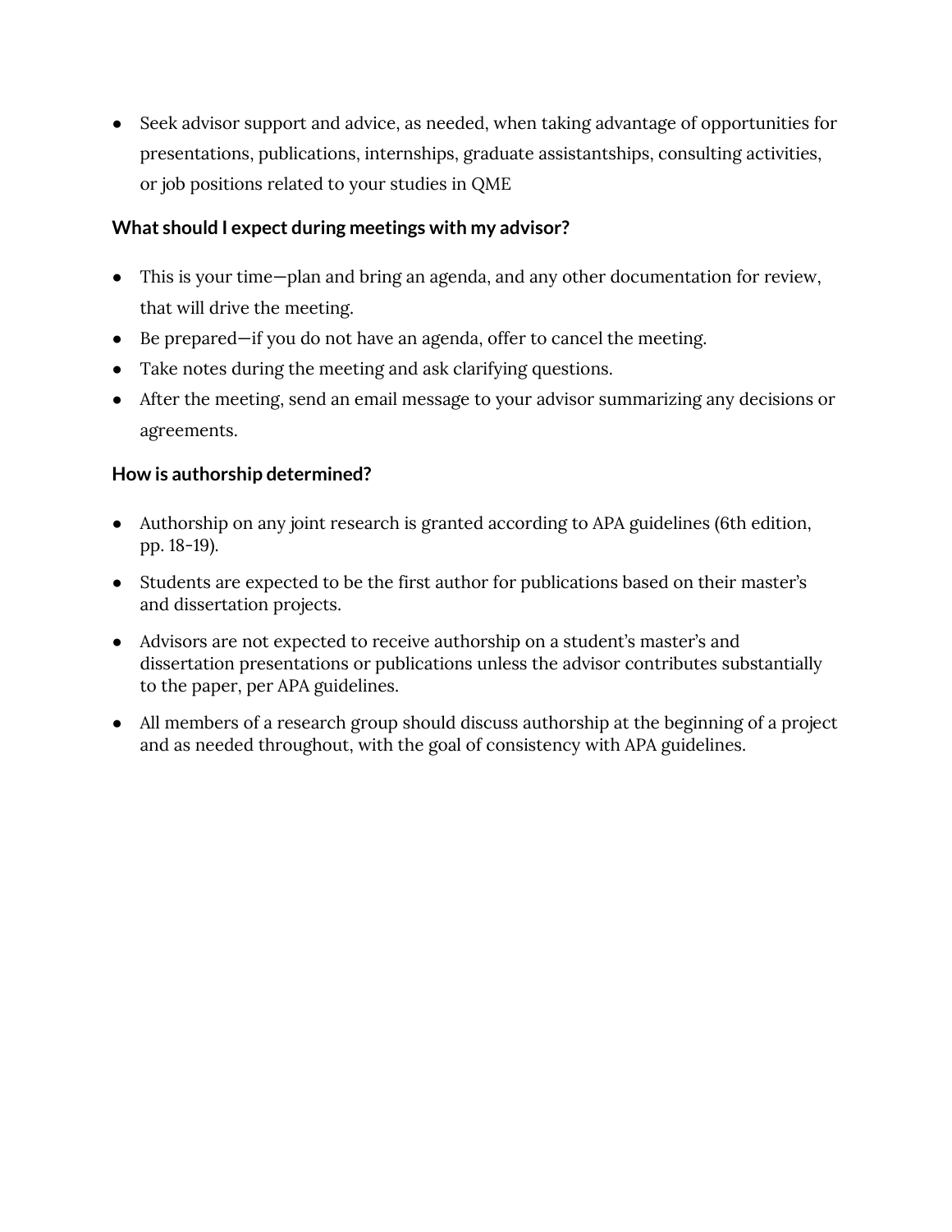- Seek advisor support and advice, as needed, when taking advantage of opportunities for presentations, publications, internships, graduate assistantships, consulting activities, or job positions related to your studies in QME

**What should I expect during meetings with my advisor?**

- This is your time—plan and bring an agenda, and any other documentation for review, that will drive the meeting.
- Be prepared—if you do not have an agenda, offer to cancel the meeting.
- Take notes during the meeting and ask clarifying questions.
- After the meeting, send an email message to your advisor summarizing any decisions or agreements.

**How is authorship determined?**

- Authorship on any joint research is granted according to APA guidelines (6th edition, pp. 18-19).
- Students are expected to be the first author for publications based on their master's and dissertation projects.
- Advisors are not expected to receive authorship on a student's master's and dissertation presentations or publications unless the advisor contributes substantially to the paper, per APA guidelines.
- All members of a research group should discuss authorship at the beginning of a project and as needed throughout, with the goal of consistency with APA guidelines.